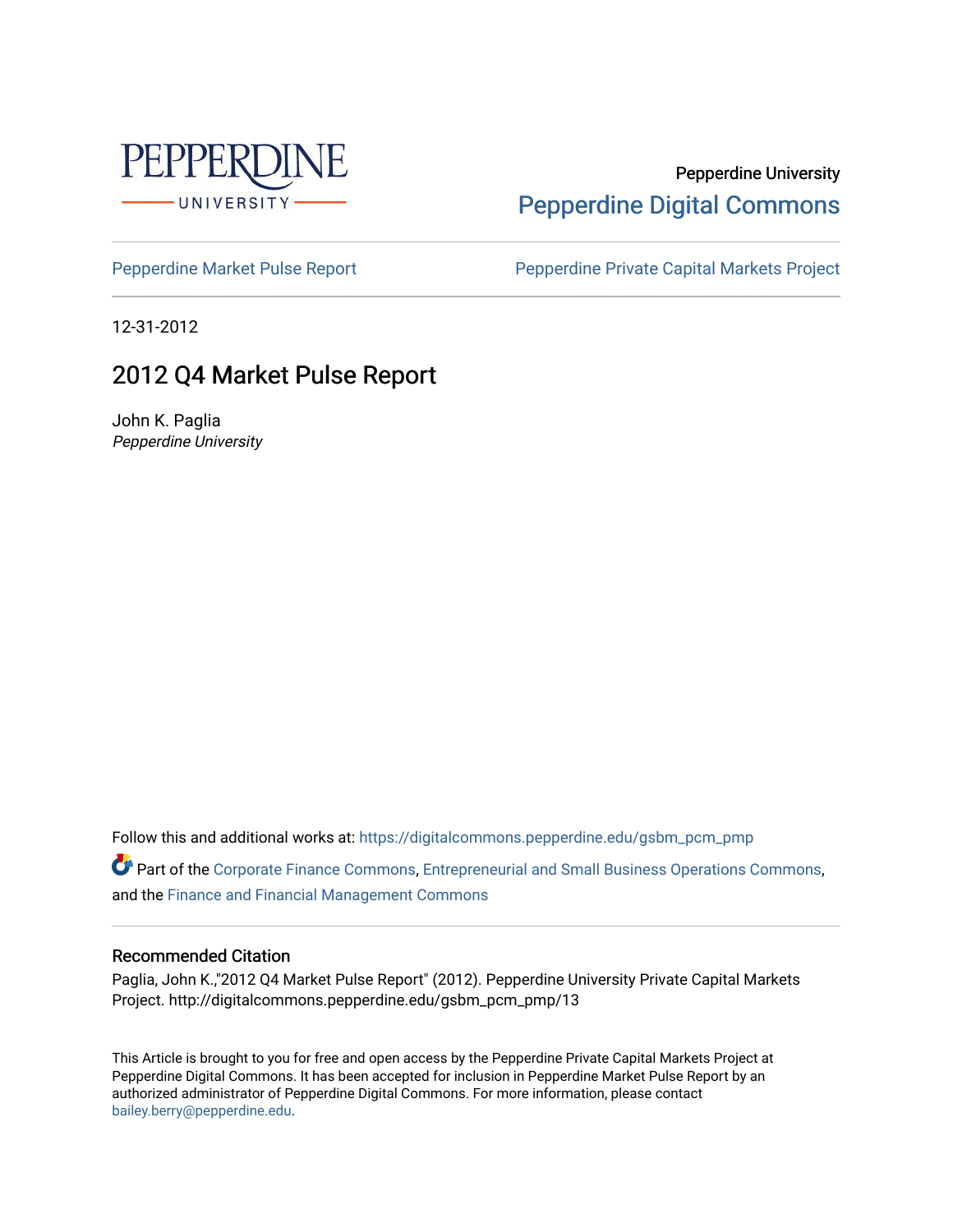Pepperdine University

Pepperdine Digital Commons

Pepperdine Market Pulse Report

Pepperdine Private Capital Markets Project

12-31-2012

# 2012 Q4 Market Pulse Report

John K. Paglia

*Pepperdine University*

Follow this and additional works at: https://digitalcommons.pepperdine.edu/gsbm_pcm_pmp

Part of the Corporate Finance Commons, Entrepreneurial and Small Business Operations Commons, and the Finance and Financial Management Commons

## Recommended Citation

Paglia, John K.,"2012 Q4 Market Pulse Report" (2012). Pepperdine University Private Capital Markets Project. http://digitalcommons.pepperdine.edu/gsbm_pcm_pmp/13

This Article is brought to you for free and open access by the Pepperdine Private Capital Markets Project at Pepperdine Digital Commons. It has been accepted for inclusion in Pepperdine Market Pulse Report by an authorized administrator of Pepperdine Digital Commons. For more information, please contact bailey.berry@pepperdine.edu.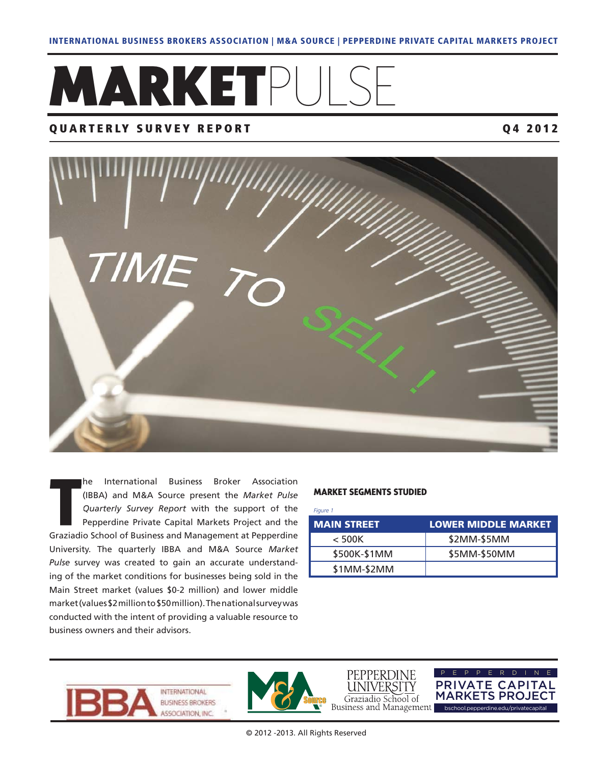INTERNATIONAL BUSINESS BROKERS ASSOCIATION | M&A SOURCE | PEPPERDINE PRIVATE CAPITAL MARKETS PROJECT

# MARKETPULSE

## QUARTERLY SURVEY REPORT

Q4 2012

The International Business Broker Association (IBBA) and M&A Source present the *Market Pulse Quarterly Survey Report* with the support of the Pepperdine Private Capital Markets Project and the Graziadio School of Business and Management at Pepperdine University. The quarterly IBBA and M&A Source *Market Pulse* survey was created to gain an accurate understanding of the market conditions for businesses being sold in the Main Street market (values $0-2 million) and lower middle market (values $2 million to $50 million). The national survey was conducted with the intent of providing a valuable resource to business owners and their advisors.

### MARKET SEGMENTS STUDIED

*Figure 1*

| MAIN STREET | LOWER MIDDLE MARKET |
| --- | --- |
| < 500K | $2MM-$5MM |
| $500K-$1MM | $5MM-$50MM |
| $1MM-$2MM | |

© 2012 -2013. All Rights Reserved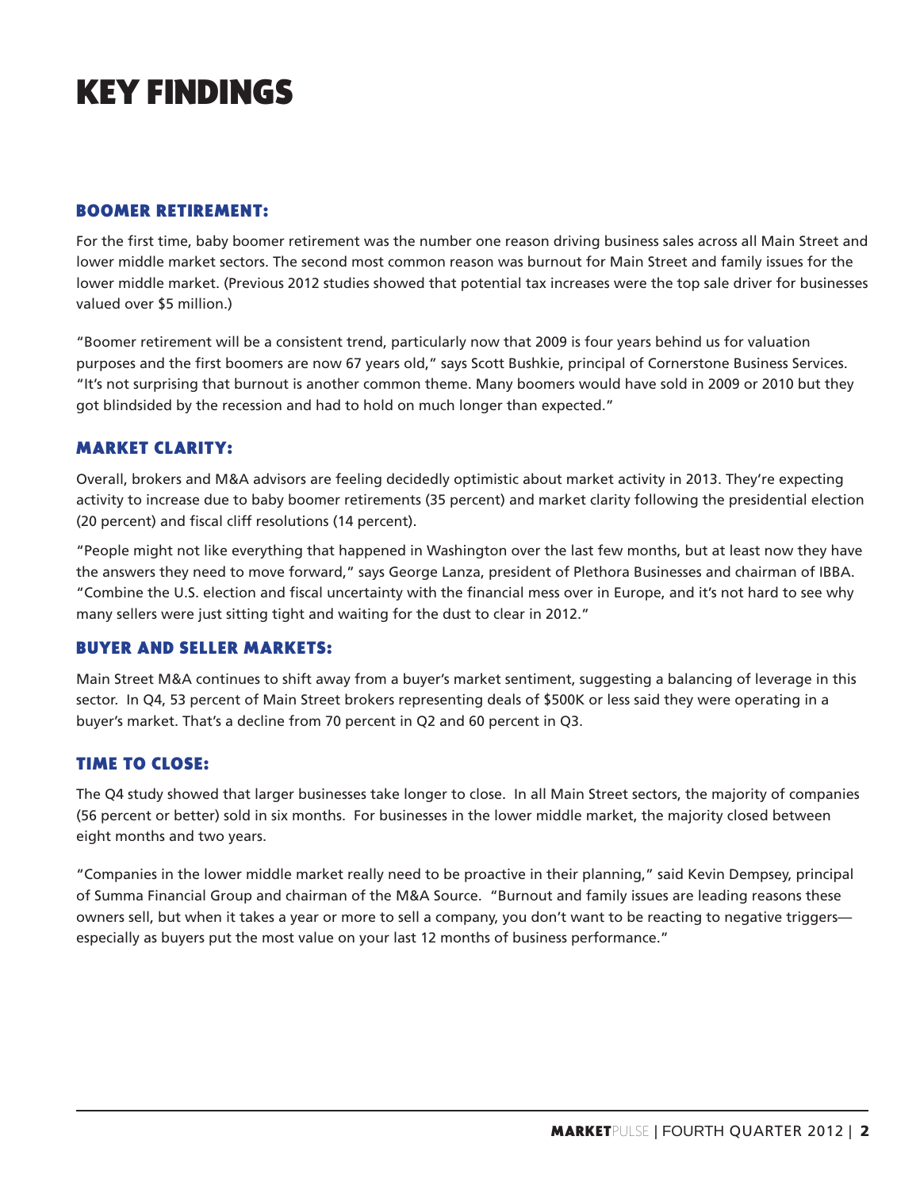# KEY FINDINGS

## BOOMER RETIREMENT:

For the first time, baby boomer retirement was the number one reason driving business sales across all Main Street and lower middle market sectors. The second most common reason was burnout for Main Street and family issues for the lower middle market. (Previous 2012 studies showed that potential tax increases were the top sale driver for businesses valued over $5 million.)

"Boomer retirement will be a consistent trend, particularly now that 2009 is four years behind us for valuation purposes and the first boomers are now 67 years old," says Scott Bushkie, principal of Cornerstone Business Services. "It's not surprising that burnout is another common theme. Many boomers would have sold in 2009 or 2010 but they got blindsided by the recession and had to hold on much longer than expected."

## MARKET CLARITY:

Overall, brokers and M&A advisors are feeling decidedly optimistic about market activity in 2013. They're expecting activity to increase due to baby boomer retirements (35 percent) and market clarity following the presidential election (20 percent) and fiscal cliff resolutions (14 percent).

"People might not like everything that happened in Washington over the last few months, but at least now they have the answers they need to move forward," says George Lanza, president of Plethora Businesses and chairman of IBBA. "Combine the U.S. election and fiscal uncertainty with the financial mess over in Europe, and it's not hard to see why many sellers were just sitting tight and waiting for the dust to clear in 2012."

## BUYER AND SELLER MARKETS:

Main Street M&A continues to shift away from a buyer's market sentiment, suggesting a balancing of leverage in this sector. In Q4, 53 percent of Main Street brokers representing deals of $500K or less said they were operating in a buyer's market. That's a decline from 70 percent in Q2 and 60 percent in Q3.

## TIME TO CLOSE:

The Q4 study showed that larger businesses take longer to close. In all Main Street sectors, the majority of companies (56 percent or better) sold in six months. For businesses in the lower middle market, the majority closed between eight months and two years.

"Companies in the lower middle market really need to be proactive in their planning," said Kevin Dempsey, principal of Summa Financial Group and chairman of the M&A Source. "Burnout and family issues are leading reasons these owners sell, but when it takes a year or more to sell a company, you don't want to be reacting to negative triggers—especially as buyers put the most value on your last 12 months of business performance."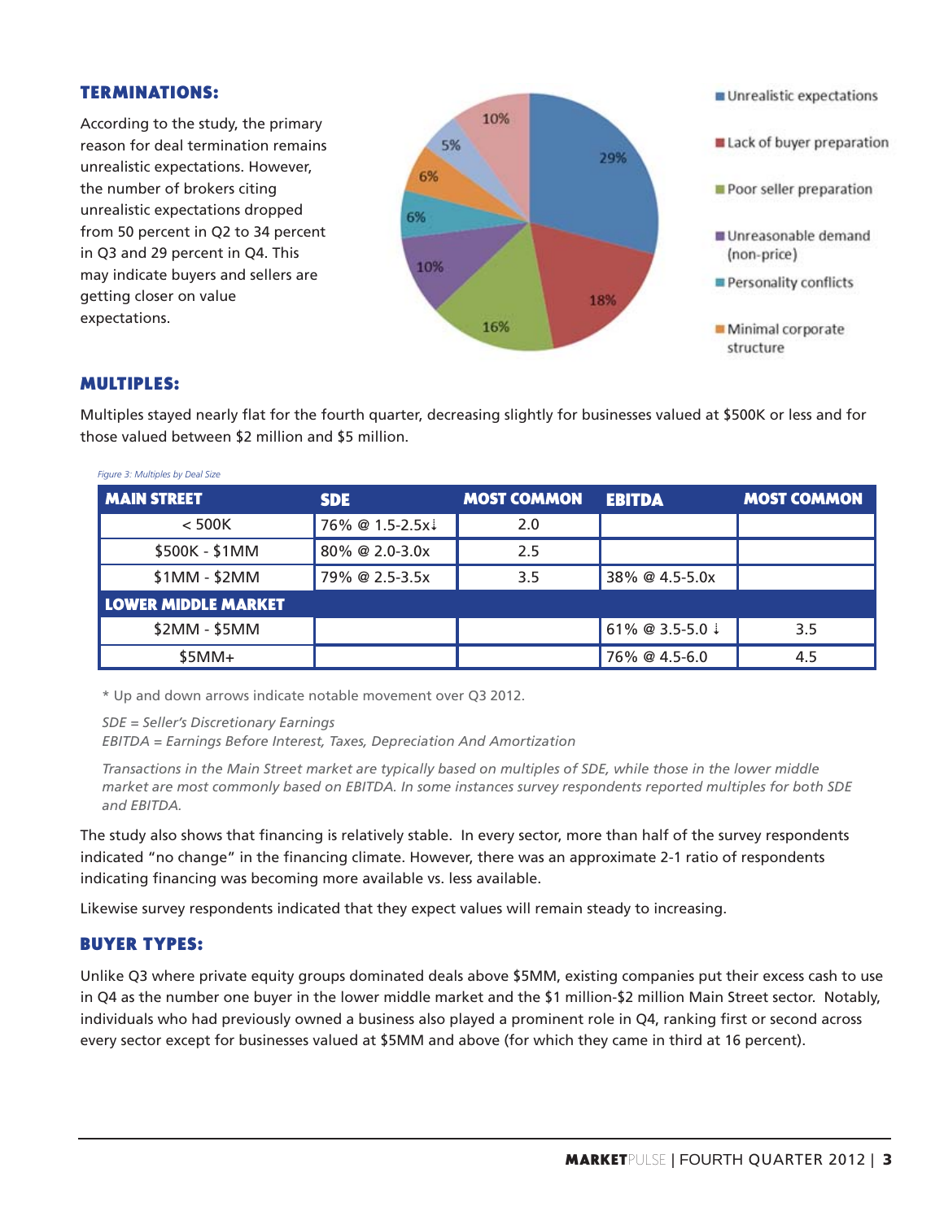## TERMINATIONS:

According to the study, the primary reason for deal termination remains unrealistic expectations. However, the number of brokers citing unrealistic expectations dropped from 50 percent in Q2 to 34 percent in Q3 and 29 percent in Q4. This may indicate buyers and sellers are getting closer on value expectations.

## MULTIPLES:

Multiples stayed nearly flat for the fourth quarter, decreasing slightly for businesses valued at $500K or less and for those valued between $2 million and $5 million.

*Figure 3: Multiples by Deal Size*

| MAIN STREET | SDE | MOST COMMON | EBITDA | MOST COMMON |
|---|---|---|---|---|
| < 500K | 76% @ 1.5-2.5x↓ | 2.0 | | |
| $500K - $1MM | 80% @ 2.0-3.0x | 2.5 | | |
| $1MM - $2MM | 79% @ 2.5-3.5x | 3.5 | 38% @ 4.5-5.0x | |
| **LOWER MIDDLE MARKET** | | | | |
| $2MM - $5MM | | | 61% @ 3.5-5.0 ↓ | 3.5 |
| $5MM+ | | | 76% @ 4.5-6.0 | 4.5 |

\* Up and down arrows indicate notable movement over Q3 2012.

*SDE = Seller's Discretionary Earnings*
*EBITDA = Earnings Before Interest, Taxes, Depreciation And Amortization*

*Transactions in the Main Street market are typically based on multiples of SDE, while those in the lower middle market are most commonly based on EBITDA. In some instances survey respondents reported multiples for both SDE and EBITDA.*

The study also shows that financing is relatively stable. In every sector, more than half of the survey respondents indicated "no change" in the financing climate. However, there was an approximate 2-1 ratio of respondents indicating financing was becoming more available vs. less available.

Likewise survey respondents indicated that they expect values will remain steady to increasing.

## BUYER TYPES:

Unlike Q3 where private equity groups dominated deals above $5MM, existing companies put their excess cash to use in Q4 as the number one buyer in the lower middle market and the $1 million-$2 million Main Street sector. Notably, individuals who had previously owned a business also played a prominent role in Q4, ranking first or second across every sector except for businesses valued at $5MM and above (for which they came in third at 16 percent).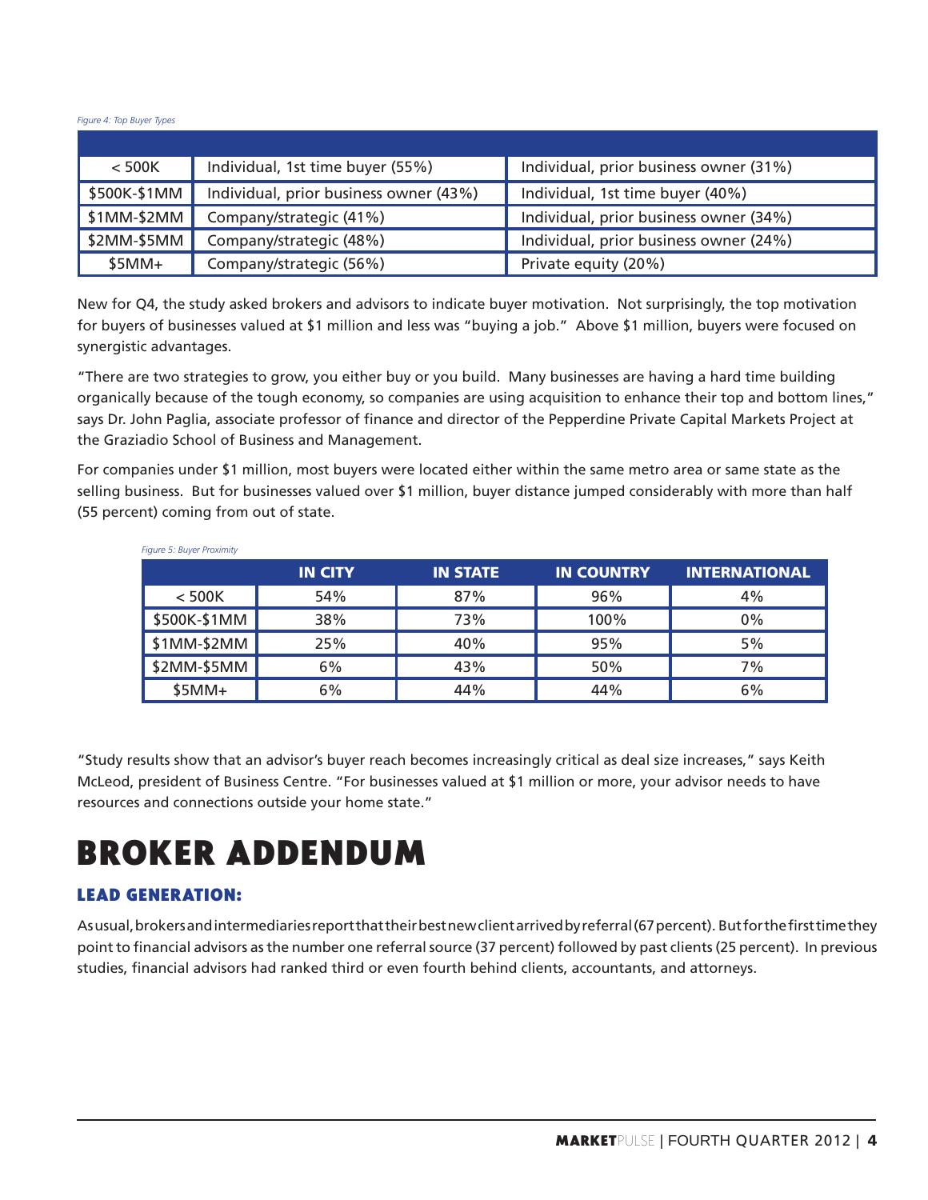*Figure 4: Top Buyer Types*

| | | |
|---|---|---|
| < 500K | Individual, 1st time buyer (55%) | Individual, prior business owner (31%) |
| $500K-$1MM | Individual, prior business owner (43%) | Individual, 1st time buyer (40%) |
| $1MM-$2MM | Company/strategic (41%) | Individual, prior business owner (34%) |
| $2MM-$5MM | Company/strategic (48%) | Individual, prior business owner (24%) |
| $5MM+ | Company/strategic (56%) | Private equity (20%) |

New for Q4, the study asked brokers and advisors to indicate buyer motivation. Not surprisingly, the top motivation for buyers of businesses valued at $1 million and less was "buying a job." Above $1 million, buyers were focused on synergistic advantages.

"There are two strategies to grow, you either buy or you build. Many businesses are having a hard time building organically because of the tough economy, so companies are using acquisition to enhance their top and bottom lines," says Dr. John Paglia, associate professor of finance and director of the Pepperdine Private Capital Markets Project at the Graziadio School of Business and Management.

For companies under $1 million, most buyers were located either within the same metro area or same state as the selling business. But for businesses valued over $1 million, buyer distance jumped considerably with more than half (55 percent) coming from out of state.

*Figure 5: Buyer Proximity*

| | IN CITY | IN STATE | IN COUNTRY | INTERNATIONAL |
|---|---|---|---|---|
| < 500K | 54% | 87% | 96% | 4% |
| $500K-$1MM | 38% | 73% | 100% | 0% |
| $1MM-$2MM | 25% | 40% | 95% | 5% |
| $2MM-$5MM | 6% | 43% | 50% | 7% |
| $5MM+ | 6% | 44% | 44% | 6% |

"Study results show that an advisor's buyer reach becomes increasingly critical as deal size increases," says Keith McLeod, president of Business Centre. "For businesses valued at $1 million or more, your advisor needs to have resources and connections outside your home state."

# BROKER ADDENDUM

### LEAD GENERATION:

As usual, brokers and intermediaries report that their best new client arrived by referral (67 percent). But for the first time they point to financial advisors as the number one referral source (37 percent) followed by past clients (25 percent). In previous studies, financial advisors had ranked third or even fourth behind clients, accountants, and attorneys.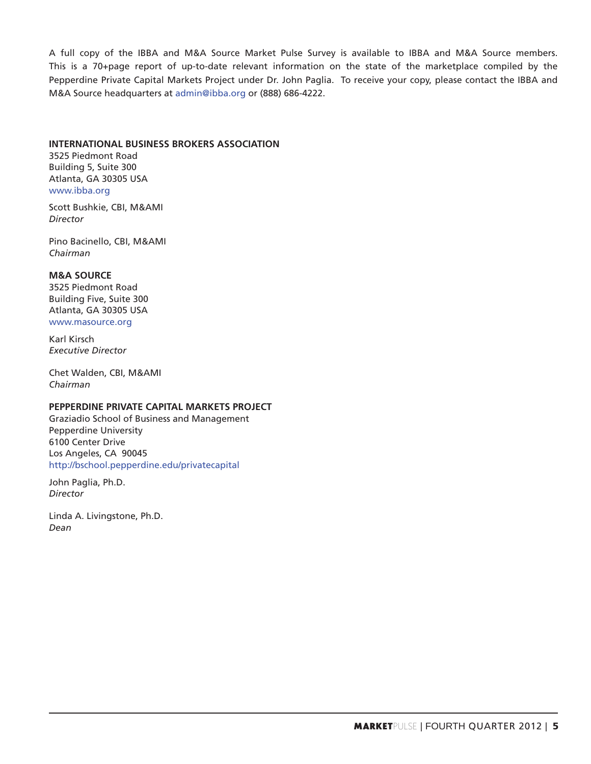A full copy of the IBBA and M&A Source Market Pulse Survey is available to IBBA and M&A Source members. This is a 70+page report of up-to-date relevant information on the state of the marketplace compiled by the Pepperdine Private Capital Markets Project under Dr. John Paglia. To receive your copy, please contact the IBBA and M&A Source headquarters at admin@ibba.org or (888) 686-4222.

**INTERNATIONAL BUSINESS BROKERS ASSOCIATION**
3525 Piedmont Road
Building 5, Suite 300
Atlanta, GA 30305 USA
www.ibba.org

Scott Bushkie, CBI, M&AMI
*Director*

Pino Bacinello, CBI, M&AMI
*Chairman*

**M&A SOURCE**
3525 Piedmont Road
Building Five, Suite 300
Atlanta, GA 30305 USA
www.masource.org

Karl Kirsch
*Executive Director*

Chet Walden, CBI, M&AMI
*Chairman*

**PEPPERDINE PRIVATE CAPITAL MARKETS PROJECT**
Graziadio School of Business and Management
Pepperdine University
6100 Center Drive
Los Angeles, CA 90045
http://bschool.pepperdine.edu/privatecapital

John Paglia, Ph.D.
*Director*

Linda A. Livingstone, Ph.D.
*Dean*